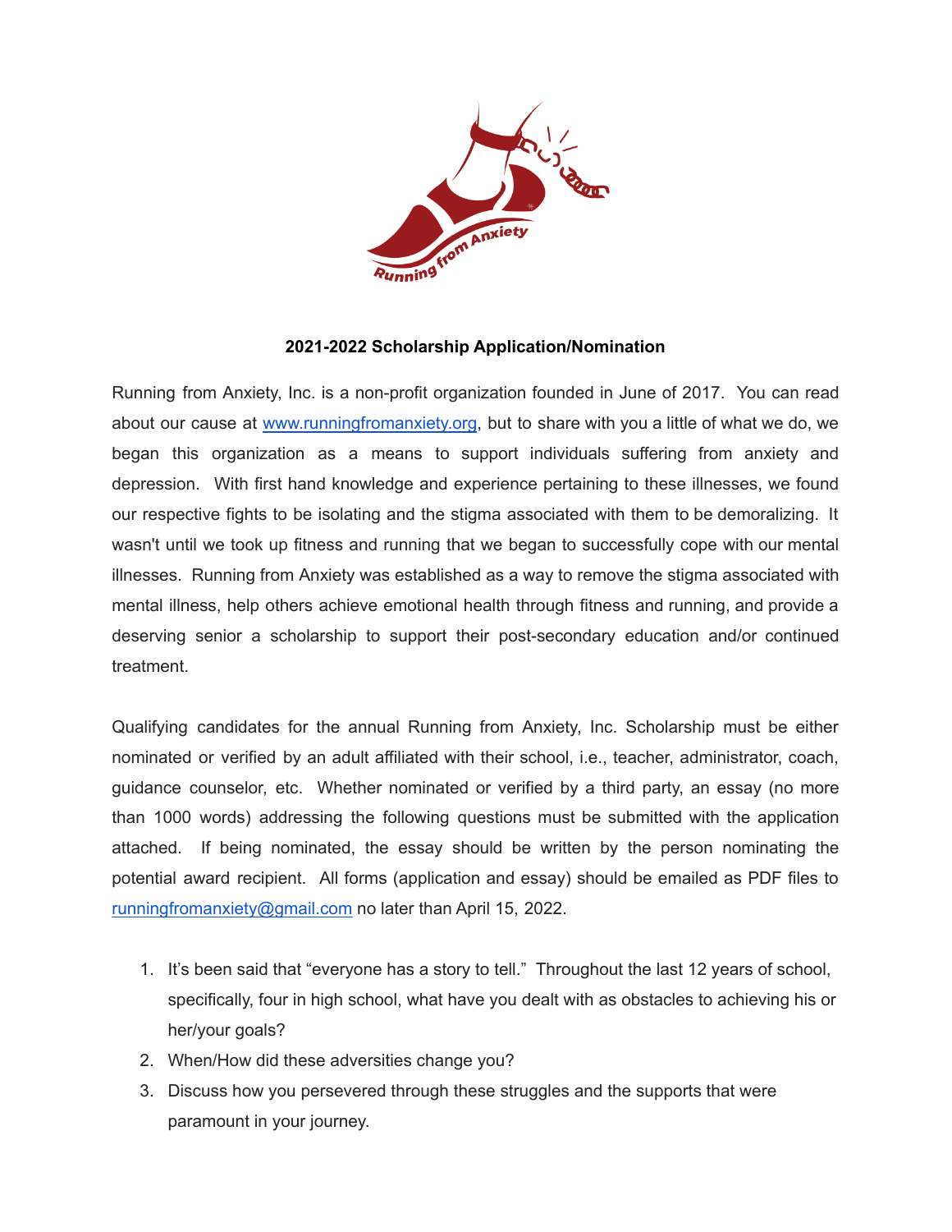**2021-2022 Scholarship Application/Nomination**

Running from Anxiety, Inc. is a non-profit organization founded in June of 2017. You can read about our cause at www.runningfromanxiety.org, but to share with you a little of what we do, we began this organization as a means to support individuals suffering from anxiety and depression. With first hand knowledge and experience pertaining to these illnesses, we found our respective fights to be isolating and the stigma associated with them to be demoralizing. It wasn't until we took up fitness and running that we began to successfully cope with our mental illnesses. Running from Anxiety was established as a way to remove the stigma associated with mental illness, help others achieve emotional health through fitness and running, and provide a deserving senior a scholarship to support their post-secondary education and/or continued treatment.

Qualifying candidates for the annual Running from Anxiety, Inc. Scholarship must be either nominated or verified by an adult affiliated with their school, i.e., teacher, administrator, coach, guidance counselor, etc. Whether nominated or verified by a third party, an essay (no more than 1000 words) addressing the following questions must be submitted with the application attached. If being nominated, the essay should be written by the person nominating the potential award recipient. All forms (application and essay) should be emailed as PDF files to runningfromanxiety@gmail.com no later than April 15, 2022.

1. It's been said that "everyone has a story to tell." Throughout the last 12 years of school, specifically, four in high school, what have you dealt with as obstacles to achieving his or her/your goals?
2. When/How did these adversities change you?
3. Discuss how you persevered through these struggles and the supports that were paramount in your journey.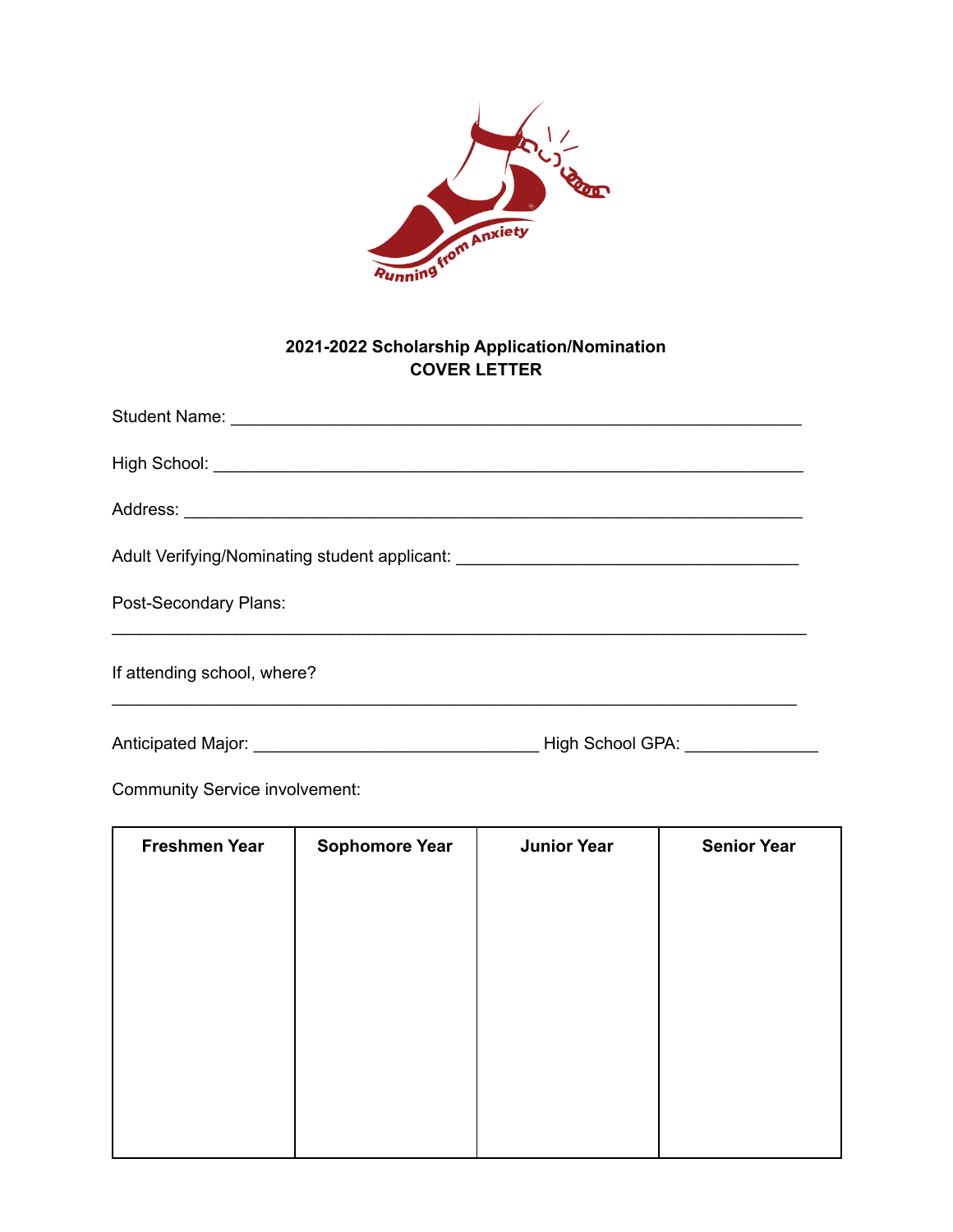**2021-2022 Scholarship Application/Nomination**
**COVER LETTER**

Student Name: ___________________________________________________________

High School: ____________________________________________________________

Address: _______________________________________________________________

Adult Verifying/Nominating student applicant: ____________________________________

Post-Secondary Plans:

_______________________________________________________________________

If attending school, where?

_______________________________________________________________________

Anticipated Major: ______________________________ High School GPA: _____________

Community Service involvement:

| Freshmen Year | Sophomore Year | Junior Year | Senior Year |
|---|---|---|---|
| | | | |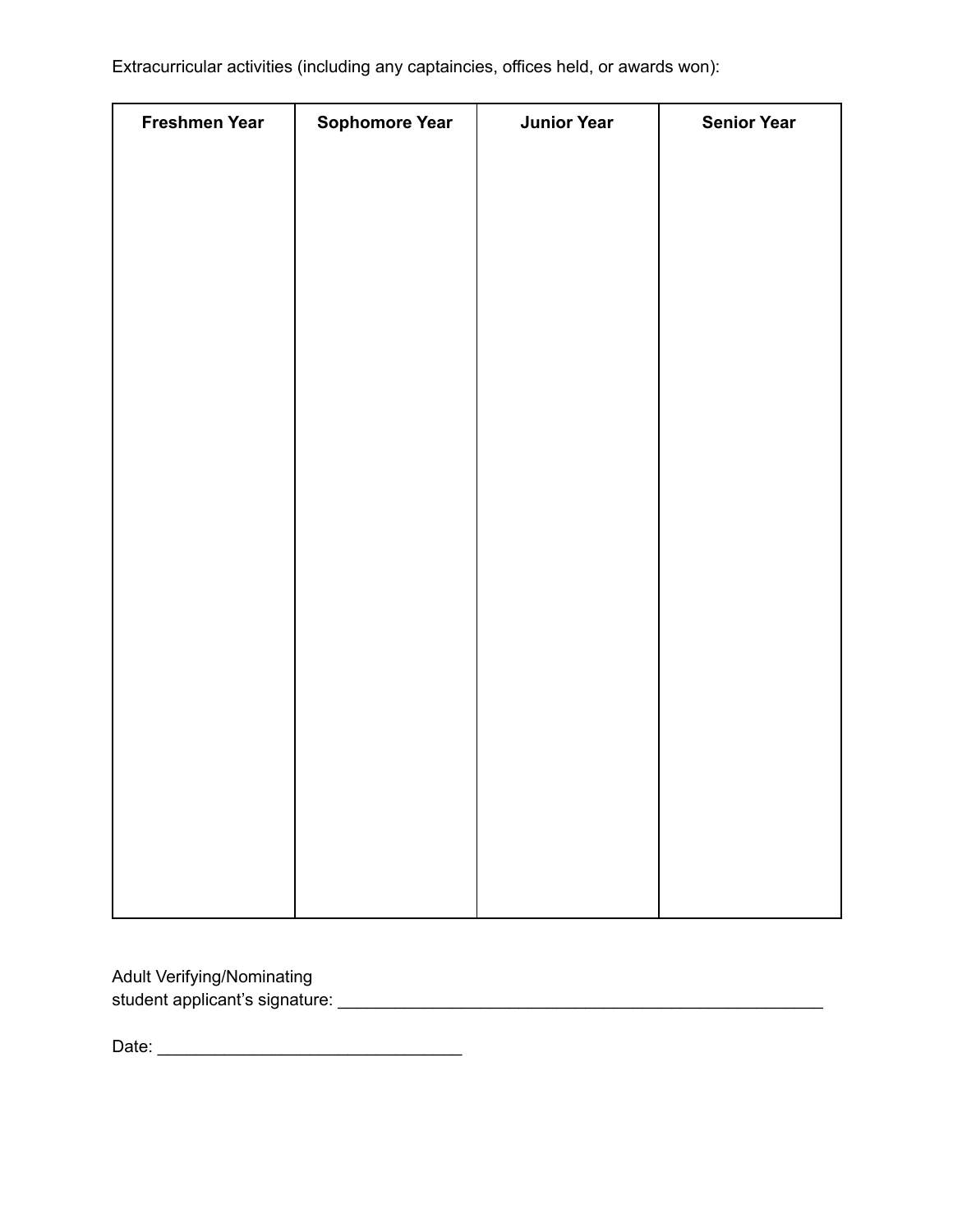Extracurricular activities (including any captaincies, offices held, or awards won):

| **Freshmen Year** | **Sophomore Year** | **Junior Year** | **Senior Year** |
|---|---|---|---|
| | | | |

Adult Verifying/Nominating
student applicant's signature: ____________________________________________________

Date: ________________________________